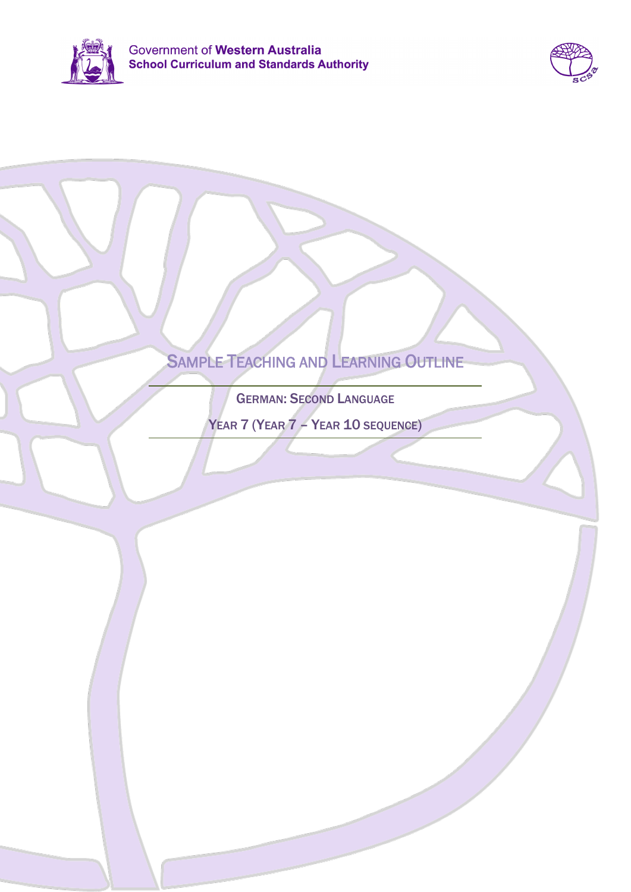Government of **Western Australia**
**School Curriculum and Standards Authority**

# Sample Teaching and Learning Outline

## German: Second Language

## Year 7 (Year 7 – Year 10 sequence)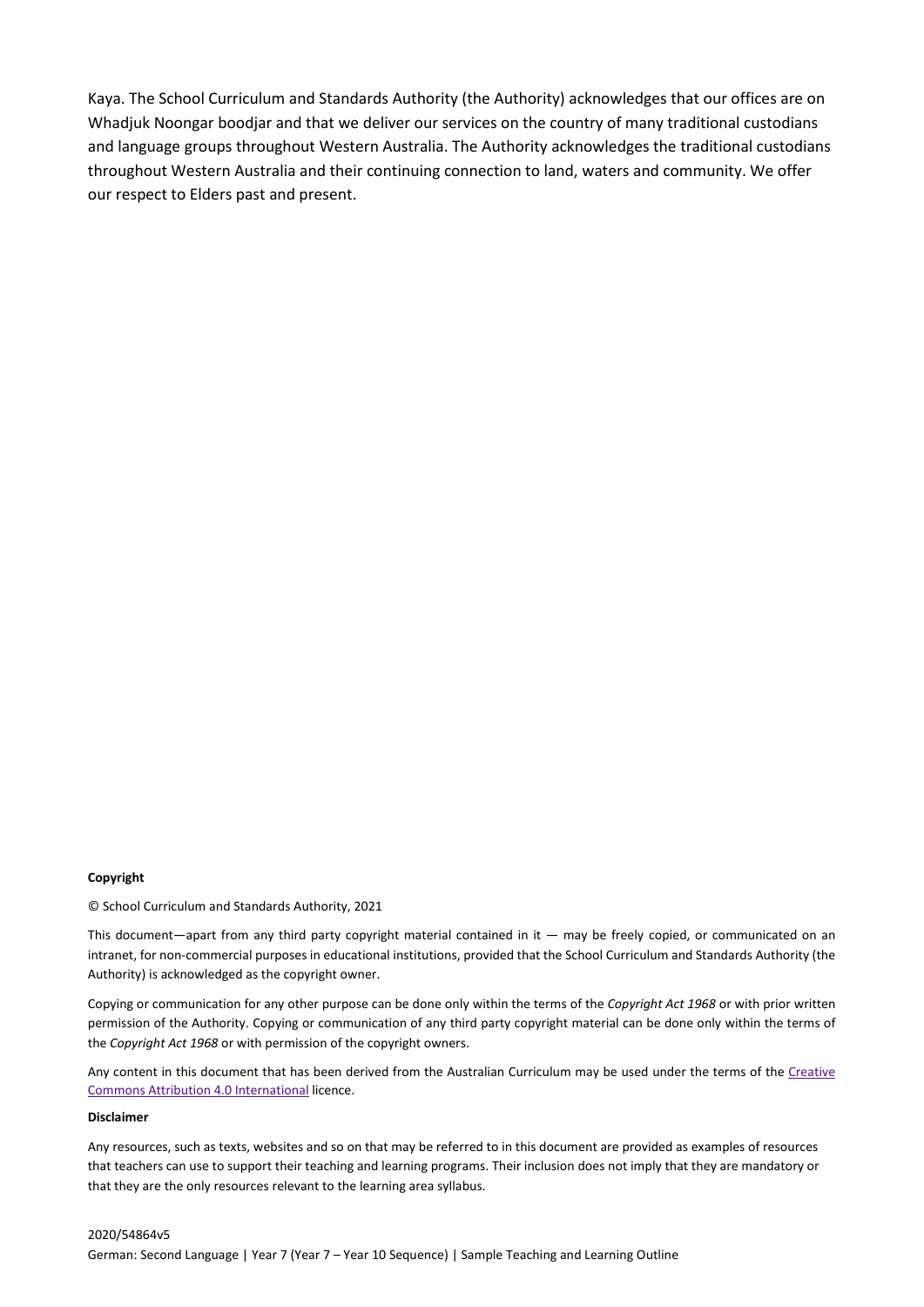Kaya. The School Curriculum and Standards Authority (the Authority) acknowledges that our offices are on Whadjuk Noongar boodjar and that we deliver our services on the country of many traditional custodians and language groups throughout Western Australia. The Authority acknowledges the traditional custodians throughout Western Australia and their continuing connection to land, waters and community. We offer our respect to Elders past and present.

**Copyright**

© School Curriculum and Standards Authority, 2021

This document—apart from any third party copyright material contained in it — may be freely copied, or communicated on an intranet, for non-commercial purposes in educational institutions, provided that the School Curriculum and Standards Authority (the Authority) is acknowledged as the copyright owner.

Copying or communication for any other purpose can be done only within the terms of the *Copyright Act 1968* or with prior written permission of the Authority. Copying or communication of any third party copyright material can be done only within the terms of the *Copyright Act 1968* or with permission of the copyright owners.

Any content in this document that has been derived from the Australian Curriculum may be used under the terms of the Creative Commons Attribution 4.0 International licence.

**Disclaimer**

Any resources, such as texts, websites and so on that may be referred to in this document are provided as examples of resources that teachers can use to support their teaching and learning programs. Their inclusion does not imply that they are mandatory or that they are the only resources relevant to the learning area syllabus.

2020/54864v5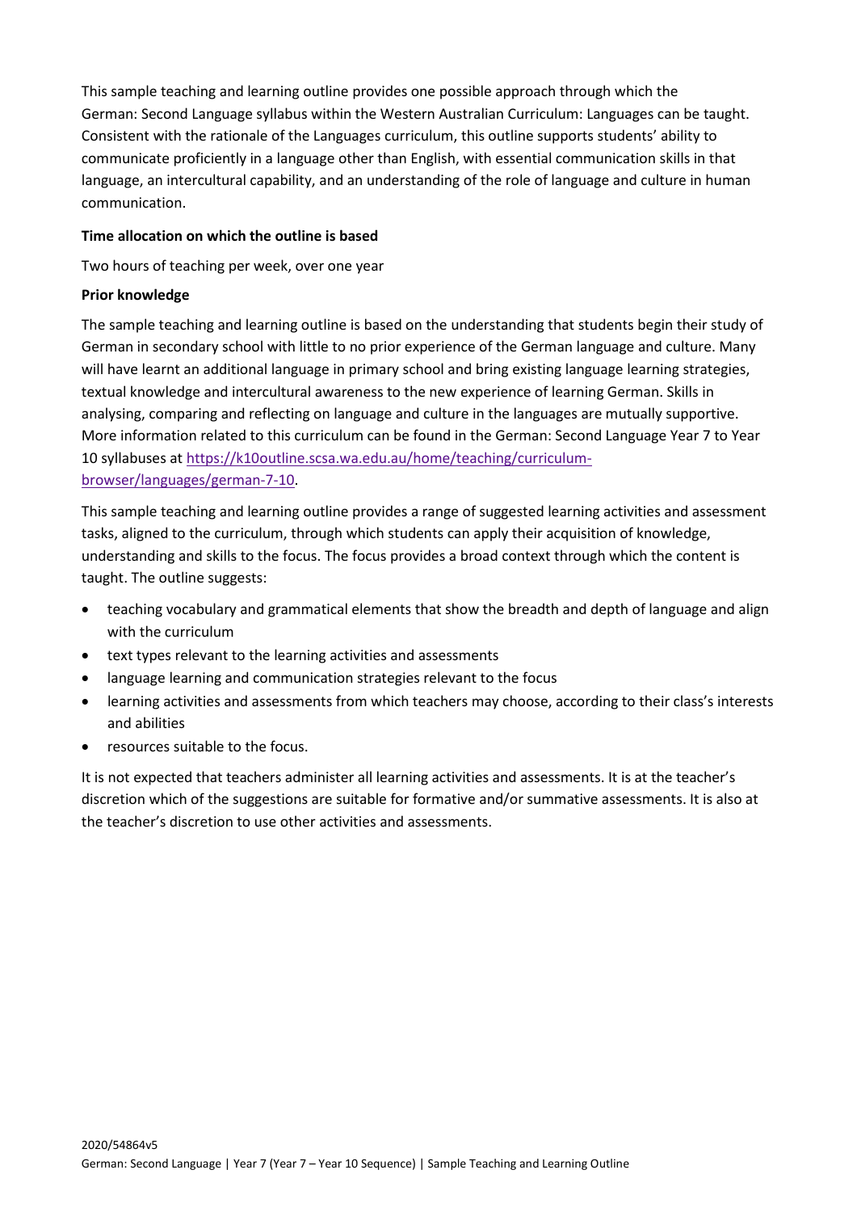This sample teaching and learning outline provides one possible approach through which the German: Second Language syllabus within the Western Australian Curriculum: Languages can be taught. Consistent with the rationale of the Languages curriculum, this outline supports students' ability to communicate proficiently in a language other than English, with essential communication skills in that language, an intercultural capability, and an understanding of the role of language and culture in human communication.

**Time allocation on which the outline is based**

Two hours of teaching per week, over one year

**Prior knowledge**

The sample teaching and learning outline is based on the understanding that students begin their study of German in secondary school with little to no prior experience of the German language and culture. Many will have learnt an additional language in primary school and bring existing language learning strategies, textual knowledge and intercultural awareness to the new experience of learning German. Skills in analysing, comparing and reflecting on language and culture in the languages are mutually supportive. More information related to this curriculum can be found in the German: Second Language Year 7 to Year 10 syllabuses at [https://k10outline.scsa.wa.edu.au/home/teaching/curriculum-browser/languages/german-7-10](https://k10outline.scsa.wa.edu.au/home/teaching/curriculum-browser/languages/german-7-10).

This sample teaching and learning outline provides a range of suggested learning activities and assessment tasks, aligned to the curriculum, through which students can apply their acquisition of knowledge, understanding and skills to the focus. The focus provides a broad context through which the content is taught. The outline suggests:

- teaching vocabulary and grammatical elements that show the breadth and depth of language and align with the curriculum
- text types relevant to the learning activities and assessments
- language learning and communication strategies relevant to the focus
- learning activities and assessments from which teachers may choose, according to their class's interests and abilities
- resources suitable to the focus.

It is not expected that teachers administer all learning activities and assessments. It is at the teacher's discretion which of the suggestions are suitable for formative and/or summative assessments. It is also at the teacher's discretion to use other activities and assessments.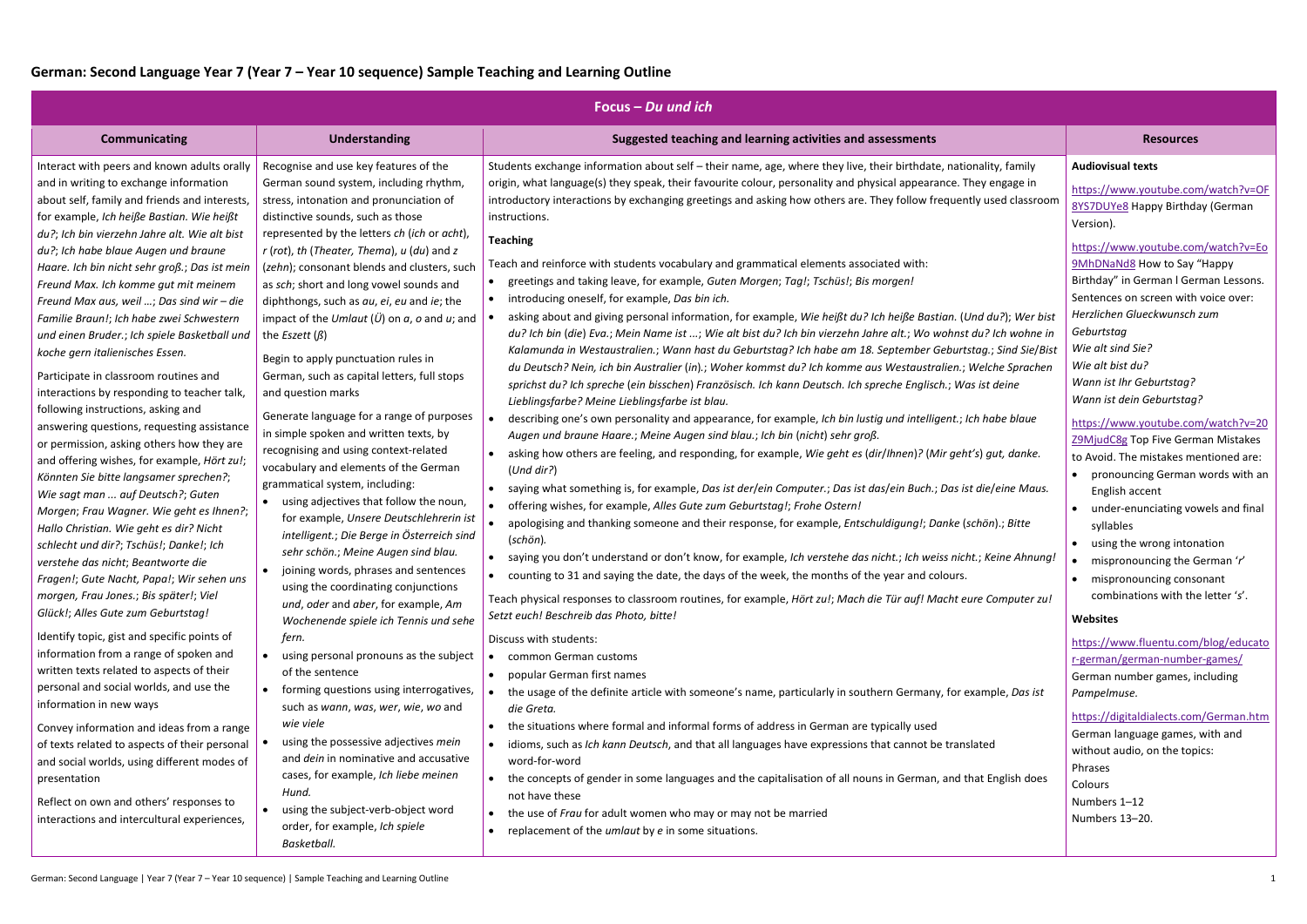# German: Second Language Year 7 (Year 7 – Year 10 sequence) Sample Teaching and Learning Outline

| Focus – *Du und ich* | | | |
|---|---|---|---|
| **Communicating** | **Understanding** | **Suggested teaching and learning activities and assessments** | **Resources** |
| Interact with peers and known adults orally and in writing to exchange information about self, family and friends and interests, for example, *Ich heiße Bastian. Wie heißt du?*; *Ich bin vierzehn Jahre alt. Wie alt bist du?*; *Ich habe blaue Augen und braune Haare. Ich bin nicht sehr groß.*; *Das ist mein Freund Max. Ich komme gut mit meinem Freund Max aus, weil …*; *Das sind wir – die Familie Braun!*; *Ich habe zwei Schwestern und einen Bruder.*; *Ich spiele Basketball und koche gern italienisches Essen.*<br><br>Participate in classroom routines and interactions by responding to teacher talk, following instructions, asking and answering questions, requesting assistance or permission, asking others how they are and offering wishes, for example, *Hört zu!*; *Könnten Sie bitte langsamer sprechen?*; *Wie sagt man ... auf Deutsch?*; *Guten Morgen*; *Frau Wagner. Wie geht es Ihnen?*; *Hallo Christian. Wie geht es dir? Nicht schlecht und dir?*; *Tschüs!*; *Danke!*; *Ich verstehe das nicht*; *Beantworte die Fragen!*; *Gute Nacht, Papa!*; *Wir sehen uns morgen, Frau Jones.*; *Bis später!*; *Viel Glück!*; *Alles Gute zum Geburtstag!*<br><br>Identify topic, gist and specific points of information from a range of spoken and written texts related to aspects of their personal and social worlds, and use the information in new ways<br><br>Convey information and ideas from a range of texts related to aspects of their personal and social worlds, using different modes of presentation<br><br>Reflect on own and others' responses to interactions and intercultural experiences, | Recognise and use key features of the German sound system, including rhythm, stress, intonation and pronunciation of distinctive sounds, such as those represented by the letters *ch* (*ich* or *acht*), *r* (*rot*), *th* (*Theater, Thema*), *u* (*du*) and *z* (*zehn*); consonant blends and clusters, such as *sch*; short and long vowel sounds and diphthongs, such as *au*, *ei*, *eu* and *ie*; the impact of the *Umlaut* (*Ü*) on *a*, *o* and *u*; and the *Eszett* (*ß*)<br><br>Begin to apply punctuation rules in German, such as capital letters, full stops and question marks<br><br>Generate language for a range of purposes in simple spoken and written texts, by recognising and using context-related vocabulary and elements of the German grammatical system, including:<br>• using adjectives that follow the noun, for example, *Unsere Deutschlehrerin ist intelligent.*; *Die Berge in Österreich sind sehr schön.*; *Meine Augen sind blau.*<br>• joining words, phrases and sentences using the coordinating conjunctions *und*, *oder* and *aber*, for example, *Am Wochenende spiele ich Tennis und sehe fern.*<br>• using personal pronouns as the subject of the sentence<br>• forming questions using interrogatives, such as *wann*, *was*, *wer*, *wie*, *wo* and *wie viele*<br>• using the possessive adjectives *mein* and *dein* in nominative and accusative cases, for example, *Ich liebe meinen Hund.*<br>• using the subject-verb-object word order, for example, *Ich spiele Basketball.* | Students exchange information about self – their name, age, where they live, their birthdate, nationality, family origin, what language(s) they speak, their favourite colour, personality and physical appearance. They engage in introductory interactions by exchanging greetings and asking how others are. They follow frequently used classroom instructions.<br><br>**Teaching**<br><br>Teach and reinforce with students vocabulary and grammatical elements associated with:<br>• greetings and taking leave, for example, *Guten Morgen*; *Tag!*; *Tschüs!*; *Bis morgen!*<br>• introducing oneself, for example, *Das bin ich.*<br>• asking about and giving personal information, for example, *Wie heißt du? Ich heiße Bastian.* (*Und du?*); *Wer bist du? Ich bin* (*die*) *Eva.*; *Mein Name ist ...*; *Wie alt bist du? Ich bin vierzehn Jahre alt.*; *Wo wohnst du? Ich wohne in Kalamunda in Westaustralien.*; *Wann hast du Geburtstag? Ich habe am 18. September Geburtstag.*; *Sind Sie/Bist du Deutsch? Nein, ich bin Australier* (*in*).; *Woher kommst du? Ich komme aus Westaustralien.*; *Welche Sprachen sprichst du? Ich spreche* (*ein bisschen*) *Französisch. Ich kann Deutsch. Ich spreche Englisch.*; *Was ist deine Lieblingsfarbe? Meine Lieblingsfarbe ist blau.*<br>• describing one's own personality and appearance, for example, *Ich bin lustig und intelligent.*; *Ich habe blaue Augen und braune Haare.*; *Meine Augen sind blau.*; *Ich bin* (*nicht*) *sehr groß.*<br>• asking how others are feeling, and responding, for example, *Wie geht es* (*dir/Ihnen*)*?* (*Mir geht's*) *gut, danke.* (*Und dir?*)<br>• saying what something is, for example, *Das ist der/ein Computer.*; *Das ist das/ein Buch.*; *Das ist die/eine Maus.*<br>• offering wishes, for example, *Alles Gute zum Geburtstag!*; *Frohe Ostern!*<br>• apologising and thanking someone and their response, for example, *Entschuldigung!*; *Danke* (*schön*).; *Bitte* (*schön*).<br>• saying you don't understand or don't know, for example, *Ich verstehe das nicht.*; *Ich weiss nicht.*; *Keine Ahnung!*<br>• counting to 31 and saying the date, the days of the week, the months of the year and colours.<br><br>Teach physical responses to classroom routines, for example, *Hört zu!*; *Mach die Tür auf! Macht eure Computer zu! Setzt euch! Beschreib das Photo, bitte!*<br><br>Discuss with students:<br>• common German customs<br>• popular German first names<br>• the usage of the definite article with someone's name, particularly in southern Germany, for example, *Das ist die Greta.*<br>• the situations where formal and informal forms of address in German are typically used<br>• idioms, such as *Ich kann Deutsch*, and that all languages have expressions that cannot be translated word-for-word<br>• the concepts of gender in some languages and the capitalisation of all nouns in German, and that English does not have these<br>• the use of *Frau* for adult women who may or may not be married<br>• replacement of the *umlaut* by *e* in some situations. | **Audiovisual texts**<br><br>https://www.youtube.com/watch?v=OF8YS7DUYe8 Happy Birthday (German Version).<br><br>https://www.youtube.com/watch?v=Eo9MhDNaNd8 How to Say "Happy Birthday" in German l German Lessons. Sentences on screen with voice over:<br>*Herzlichen Glueckwunsch zum Geburtstag*<br>*Wie alt sind Sie?*<br>*Wie alt bist du?*<br>*Wann ist Ihr Geburtstag?*<br>*Wann ist dein Geburtstag?*<br><br>https://www.youtube.com/watch?v=20Z9MjudC8g Top Five German Mistakes to Avoid. The mistakes mentioned are:<br>• pronouncing German words with an English accent<br>• under-enunciating vowels and final syllables<br>• using the wrong intonation<br>• mispronouncing the German '*r*'<br>• mispronouncing consonant combinations with the letter '*s*'.<br><br>**Websites**<br><br>https://www.fluentu.com/blog/educator-german/german-number-games/ German number games, including *Pampelmuse.*<br><br>https://digitaldialects.com/German.htm German language games, with and without audio, on the topics:<br>Phrases<br>Colours<br>Numbers 1–12<br>Numbers 13–20. |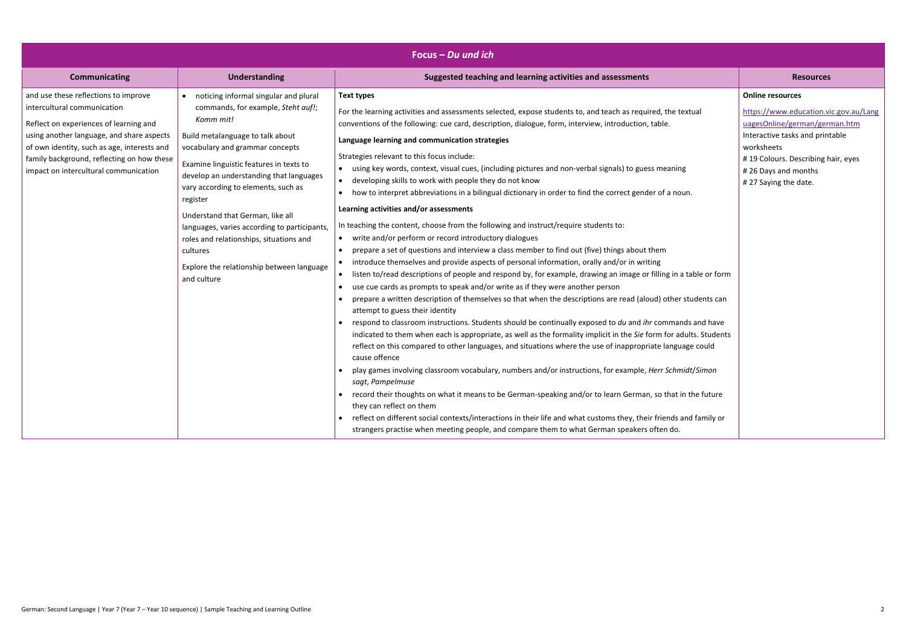## Focus – *Du und ich*

| Communicating | Understanding | Suggested teaching and learning activities and assessments | Resources |
|---|---|---|---|
| and use these reflections to improve intercultural communication<br><br>Reflect on experiences of learning and using another language, and share aspects of own identity, such as age, interests and family background, reflecting on how these impact on intercultural communication | • noticing informal singular and plural commands, for example, *Steht auf!*; *Komm mit!*<br><br>Build metalanguage to talk about vocabulary and grammar concepts<br><br>Examine linguistic features in texts to develop an understanding that languages vary according to elements, such as register<br><br>Understand that German, like all languages, varies according to participants, roles and relationships, situations and cultures<br><br>Explore the relationship between language and culture | **Text types**<br><br>For the learning activities and assessments selected, expose students to, and teach as required, the textual conventions of the following: cue card, description, dialogue, form, interview, introduction, table.<br><br>**Language learning and communication strategies**<br><br>Strategies relevant to this focus include:<br>• using key words, context, visual cues, (including pictures and non-verbal signals) to guess meaning<br>• developing skills to work with people they do not know<br>• how to interpret abbreviations in a bilingual dictionary in order to find the correct gender of a noun.<br><br>**Learning activities and/or assessments**<br><br>In teaching the content, choose from the following and instruct/require students to:<br>• write and/or perform or record introductory dialogues<br>• prepare a set of questions and interview a class member to find out (five) things about them<br>• introduce themselves and provide aspects of personal information, orally and/or in writing<br>• listen to/read descriptions of people and respond by, for example, drawing an image or filling in a table or form<br>• use cue cards as prompts to speak and/or write as if they were another person<br>• prepare a written description of themselves so that when the descriptions are read (aloud) other students can attempt to guess their identity<br>• respond to classroom instructions. Students should be continually exposed to *du* and *ihr* commands and have indicated to them when each is appropriate, as well as the formality implicit in the *Sie* form for adults. Students reflect on this compared to other languages, and situations where the use of inappropriate language could cause offence<br>• play games involving classroom vocabulary, numbers and/or instructions, for example, *Herr Schmidt*/*Simon sagt*, *Pampelmuse*<br>• record their thoughts on what it means to be German-speaking and/or to learn German, so that in the future they can reflect on them<br>• reflect on different social contexts/interactions in their life and what customs they, their friends and family or strangers practise when meeting people, and compare them to what German speakers often do. | **Online resources**<br><br>https://www.education.vic.gov.au/LanguagesOnline/german/german.htm<br>Interactive tasks and printable worksheets<br># 19 Colours. Describing hair, eyes<br># 26 Days and months<br># 27 Saying the date. |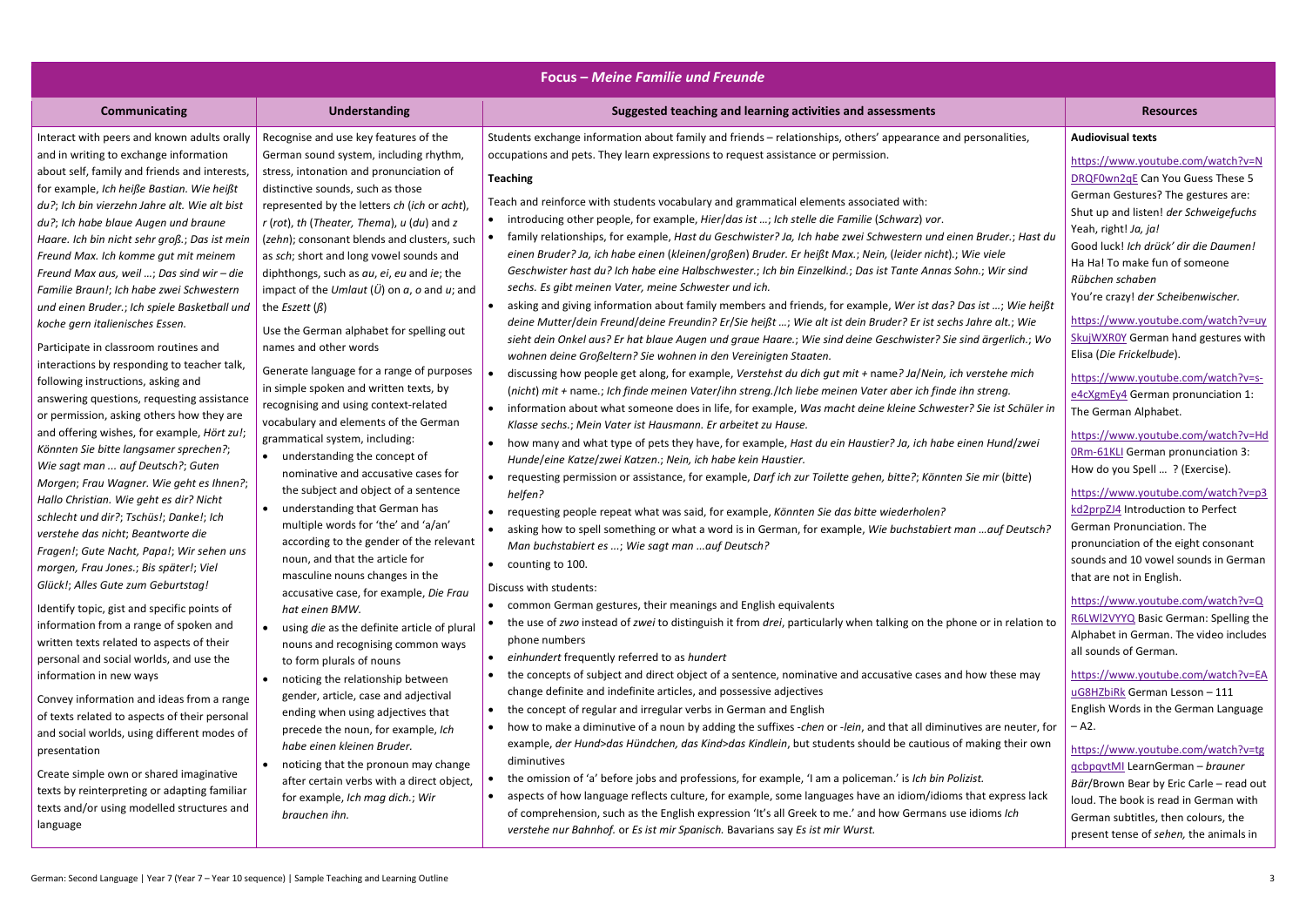## Focus – *Meine Familie und Freunde*

| Communicating | Understanding | Suggested teaching and learning activities and assessments | Resources |
|---|---|---|---|
| Interact with peers and known adults orally and in writing to exchange information about self, family and friends and interests, for example, *Ich heiße Bastian. Wie heißt du?*; *Ich bin vierzehn Jahre alt. Wie alt bist du?*; *Ich habe blaue Augen und braune Haare. Ich bin nicht sehr groß.*; *Das ist mein Freund Max. Ich komme gut mit meinem Freund Max aus, weil …*; *Das sind wir – die Familie Braun!*; *Ich habe zwei Schwestern und einen Bruder.*; *Ich spiele Basketball und koche gern italienisches Essen.*<br><br>Participate in classroom routines and interactions by responding to teacher talk, following instructions, asking and answering questions, requesting assistance or permission, asking others how they are and offering wishes, for example, *Hört zu!*; *Könnten Sie bitte langsamer sprechen?*; *Wie sagt man ... auf Deutsch?*; *Guten Morgen*; *Frau Wagner. Wie geht es Ihnen?*; *Hallo Christian. Wie geht es dir? Nicht schlecht und dir?*; *Tschüs!*; *Danke!*; *Ich verstehe das nicht*; *Beantworte die Fragen!*; *Gute Nacht, Papa!*; *Wir sehen uns morgen, Frau Jones.*; *Bis später!*; *Viel Glück!*; *Alles Gute zum Geburtstag!*<br><br>Identify topic, gist and specific points of information from a range of spoken and written texts related to aspects of their personal and social worlds, and use the information in new ways<br><br>Convey information and ideas from a range of texts related to aspects of their personal and social worlds, using different modes of presentation<br><br>Create simple own or shared imaginative texts by reinterpreting or adapting familiar texts and/or using modelled structures and language | Recognise and use key features of the German sound system, including rhythm, stress, intonation and pronunciation of distinctive sounds, such as those represented by the letters *ch* (*ich* or *acht*), *r* (*rot*), *th* (*Theater, Thema*), *u* (*du*) and *z* (*zehn*); consonant blends and clusters, such as *sch*; short and long vowel sounds and diphthongs, such as *au*, *ei*, *eu* and *ie*; the impact of the *Umlaut* (*Ü*) on *a*, *o* and *u*; and the *Eszett* (*ß*)<br><br>Use the German alphabet for spelling out names and other words<br><br>Generate language for a range of purposes in simple spoken and written texts, by recognising and using context-related vocabulary and elements of the German grammatical system, including:<br>• understanding the concept of nominative and accusative cases for the subject and object of a sentence<br>• understanding that German has multiple words for 'the' and 'a/an' according to the gender of the relevant noun, and that the article for masculine nouns changes in the accusative case, for example, *Die Frau hat einen BMW.*<br>• using *die* as the definite article of plural nouns and recognising common ways to form plurals of nouns<br>• noticing the relationship between gender, article, case and adjectival ending when using adjectives that precede the noun, for example, *Ich habe einen kleinen Bruder.*<br>• noticing that the pronoun may change after certain verbs with a direct object, for example, *Ich mag dich.*; *Wir brauchen ihn.* | Students exchange information about family and friends – relationships, others' appearance and personalities, occupations and pets. They learn expressions to request assistance or permission.<br><br>**Teaching**<br><br>Teach and reinforce with students vocabulary and grammatical elements associated with:<br>• introducing other people, for example, *Hier/das ist …*; *Ich stelle die Familie* (*Schwarz*) *vor*.<br>• family relationships, for example, *Hast du Geschwister? Ja, Ich habe zwei Schwestern und einen Bruder.*; *Hast du einen Bruder? Ja, ich habe einen* (*kleinen/großen*) *Bruder. Er heißt Max.*; *Nein,* (*leider nicht*).; *Wie viele Geschwister hast du? Ich habe eine Halbschwester.*; *Ich bin Einzelkind.*; *Das ist Tante Annas Sohn.*; *Wir sind sechs. Es gibt meinen Vater, meine Schwester und ich.*<br>• asking and giving information about family members and friends, for example, *Wer ist das? Das ist …*; *Wie heißt deine Mutter/dein Freund/deine Freundin? Er/Sie heißt …*; *Wie alt ist dein Bruder? Er ist sechs Jahre alt.*; *Wie sieht dein Onkel aus? Er hat blaue Augen und graue Haare.*; *Wie sind deine Geschwister? Sie sind ärgerlich.*; *Wo wohnen deine Großeltern? Sie wohnen in den Vereinigten Staaten.*<br>• discussing how people get along, for example, *Verstehst du dich gut mit +* name*? Ja/Nein, ich verstehe mich* (*nicht*) *mit +* name*.*; *Ich finde meinen Vater/ihn streng./Ich liebe meinen Vater aber ich finde ihn streng.*<br>• information about what someone does in life, for example, *Was macht deine kleine Schwester? Sie ist Schüler in Klasse sechs.*; *Mein Vater ist Hausmann. Er arbeitet zu Hause.*<br>• how many and what type of pets they have, for example, *Hast du ein Haustier? Ja, ich habe einen Hund/zwei Hunde/eine Katze/zwei Katzen.*; *Nein, ich habe kein Haustier.*<br>• requesting permission or assistance, for example, *Darf ich zur Toilette gehen, bitte?*; *Könnten Sie mir* (*bitte*) *helfen?*<br>• requesting people repeat what was said, for example, *Könnten Sie das bitte wiederholen?*<br>• asking how to spell something or what a word is in German, for example, *Wie buchstabiert man …auf Deutsch? Man buchstabiert es ...*; *Wie sagt man …auf Deutsch?*<br>• counting to 100.<br><br>Discuss with students:<br>• common German gestures, their meanings and English equivalents<br>• the use of *zwo* instead of *zwei* to distinguish it from *drei*, particularly when talking on the phone or in relation to phone numbers<br>• *einhundert* frequently referred to as *hundert*<br>• the concepts of subject and direct object of a sentence, nominative and accusative cases and how these may change definite and indefinite articles, and possessive adjectives<br>• the concept of regular and irregular verbs in German and English<br>• how to make a diminutive of a noun by adding the suffixes *-chen* or *-lein*, and that all diminutives are neuter, for example, *der Hund>das Hündchen, das Kind>das Kindlein*, but students should be cautious of making their own diminutives<br>• the omission of 'a' before jobs and professions, for example, 'I am a policeman.' is *Ich bin Polizist.*<br>• aspects of how language reflects culture, for example, some languages have an idiom/idioms that express lack of comprehension, such as the English expression 'It's all Greek to me.' and how Germans use idioms *Ich verstehe nur Bahnhof.* or *Es ist mir Spanisch.* Bavarians say *Es ist mir Wurst.* | **Audiovisual texts**<br><br>https://www.youtube.com/watch?v=NDRQF0wn2qE Can You Guess These 5 German Gestures? The gestures are: Shut up and listen! *der Schweigefuchs* Yeah, right! *Ja, ja!* Good luck! *Ich drück' dir die Daumen!* Ha Ha! To make fun of someone *Rübchen schaben* You're crazy! *der Scheibenwischer.*<br><br>https://www.youtube.com/watch?v=uySkjWXR0Y German hand gestures with Elisa (*Die Frickelbude*).<br><br>https://www.youtube.com/watch?v=s-e4cXgmEy4 German pronunciation 1: The German Alphabet.<br><br>https://www.youtube.com/watch?v=Hd0Rm-61KLI German pronunciation 3: How do you Spell … ? (Exercise).<br><br>https://www.youtube.com/watch?v=p3kd2prpZJ4 Introduction to Perfect German Pronunciation. The pronunciation of the eight consonant sounds and 10 vowel sounds in German that are not in English.<br><br>https://www.youtube.com/watch?v=QR6LWI2VYYQ Basic German: Spelling the Alphabet in German. The video includes all sounds of German.<br><br>https://www.youtube.com/watch?v=EAuG8HZbiRk German Lesson – 111 English Words in the German Language – A2.<br><br>https://www.youtube.com/watch?v=tgqcbpqvtMI LearnGerman – *brauner Bär*/Brown Bear by Eric Carle – read out loud. The book is read in German with German subtitles, then colours, the present tense of *sehen,* the animals in |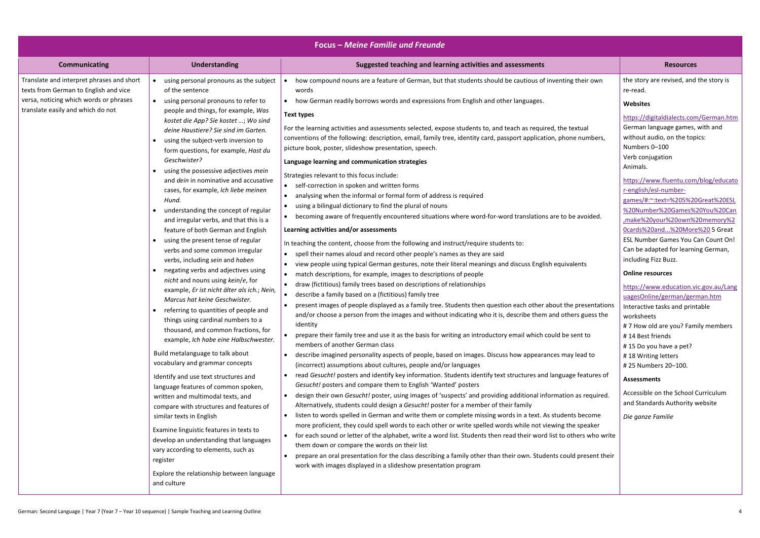| Focus – *Meine Familie und Freunde* | | | |
|---|---|---|---|
| **Communicating** | **Understanding** | **Suggested teaching and learning activities and assessments** | **Resources** |
| Translate and interpret phrases and short texts from German to English and vice versa, noticing which words or phrases translate easily and which do not | • using personal pronouns as the subject of the sentence<br>• using personal pronouns to refer to people and things, for example, *Was kostet die App? Sie kostet …; Wo sind deine Haustiere? Sie sind im Garten.*<br>• using the subject-verb inversion to form questions, for example, *Hast du Geschwister?*<br>• using the possessive adjectives *mein* and *dein* in nominative and accusative cases, for example, *Ich liebe meinen Hund.*<br>• understanding the concept of regular and irregular verbs, and that this is a feature of both German and English<br>• using the present tense of regular verbs and some common irregular verbs, including *sein* and *haben*<br>• negating verbs and adjectives using *nicht* and nouns using *kein/e*, for example, *Er ist nicht älter als ich.; Nein, Marcus hat keine Geschwister.*<br>• referring to quantities of people and things using cardinal numbers to a thousand, and common fractions, for example, *Ich habe eine Halbschwester.*<br><br>Build metalanguage to talk about vocabulary and grammar concepts<br><br>Identify and use text structures and language features of common spoken, written and multimodal texts, and compare with structures and features of similar texts in English<br><br>Examine linguistic features in texts to develop an understanding that languages vary according to elements, such as register<br><br>Explore the relationship between language and culture | • how compound nouns are a feature of German, but that students should be cautious of inventing their own words<br>• how German readily borrows words and expressions from English and other languages.<br><br>**Text types**<br><br>For the learning activities and assessments selected, expose students to, and teach as required, the textual conventions of the following: description, email, family tree, identity card, passport application, phone numbers, picture book, poster, slideshow presentation, speech.<br><br>**Language learning and communication strategies**<br><br>Strategies relevant to this focus include:<br>• self-correction in spoken and written forms<br>• analysing when the informal or formal form of address is required<br>• using a bilingual dictionary to find the plural of nouns<br>• becoming aware of frequently encountered situations where word-for-word translations are to be avoided.<br><br>**Learning activities and/or assessments**<br><br>In teaching the content, choose from the following and instruct/require students to:<br>• spell their names aloud and record other people's names as they are said<br>• view people using typical German gestures, note their literal meanings and discuss English equivalents<br>• match descriptions, for example, images to descriptions of people<br>• draw (fictitious) family trees based on descriptions of relationships<br>• describe a family based on a (fictitious) family tree<br>• present images of people displayed as a family tree. Students then question each other about the presentations and/or choose a person from the images and without indicating who it is, describe them and others guess the identity<br>• prepare their family tree and use it as the basis for writing an introductory email which could be sent to members of another German class<br>• describe imagined personality aspects of people, based on images. Discuss how appearances may lead to (incorrect) assumptions about cultures, people and/or languages<br>• read *Gesucht!* posters and identify key information. Students identify text structures and language features of *Gesucht!* posters and compare them to English 'Wanted' posters<br>• design their own *Gesucht!* poster, using images of 'suspects' and providing additional information as required. Alternatively, students could design a *Gesucht!* poster for a member of their family<br>• listen to words spelled in German and write them or complete missing words in a text. As students become more proficient, they could spell words to each other or write spelled words while not viewing the speaker<br>• for each sound or letter of the alphabet, write a word list. Students then read their word list to others who write them down or compare the words on their list<br>• prepare an oral presentation for the class describing a family other than their own. Students could present their work with images displayed in a slideshow presentation program | the story are revised, and the story is re-read.<br><br>**Websites**<br><br>https://digitaldialects.com/German.htm<br>German language games, with and without audio, on the topics:<br>Numbers 0–100<br>Verb conjugation<br>Animals.<br><br>https://www.fluentu.com/blog/educator-english/esl-number-games/#:~:text=%205%20Great%20ESL%20Number%20Games%20You%20Can,make%20your%20own%20memory%20cards%20and...%20More%20 5 Great ESL Number Games You Can Count On! Can be adapted for learning German, including Fizz Buzz.<br><br>**Online resources**<br><br>https://www.education.vic.gov.au/LanguagesOnline/german/german.htm<br>Interactive tasks and printable worksheets<br># 7 How old are you? Family members<br># 14 Best friends<br># 15 Do you have a pet?<br># 18 Writing letters<br># 25 Numbers 20–100.<br><br>**Assessments**<br><br>Accessible on the School Curriculum and Standards Authority website<br><br>*Die ganze Familie* |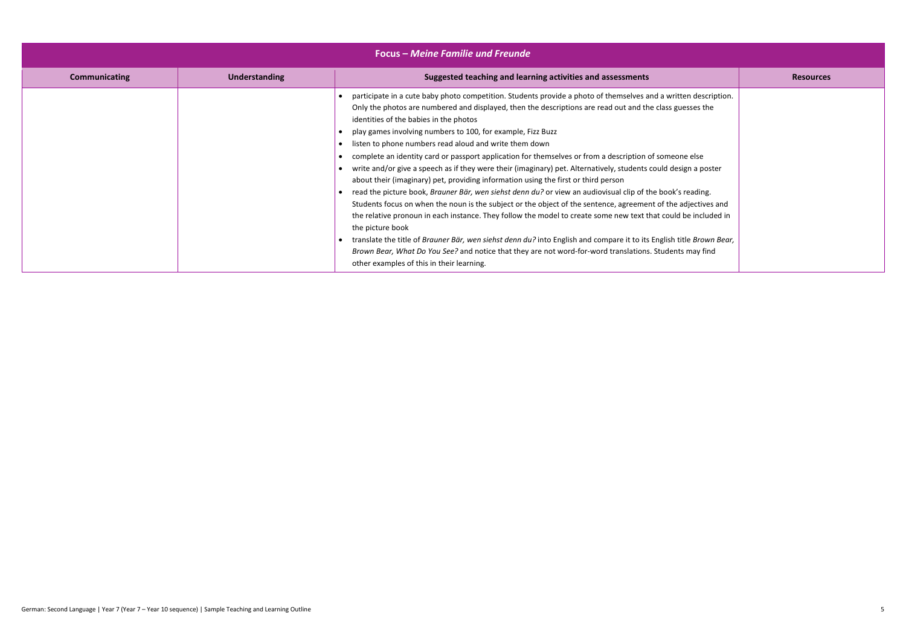| **Focus – *Meine Familie und Freunde*** | | | |
|---|---|---|---|
| **Communicating** | **Understanding** | **Suggested teaching and learning activities and assessments** | **Resources** |
| | | • participate in a cute baby photo competition. Students provide a photo of themselves and a written description. Only the photos are numbered and displayed, then the descriptions are read out and the class guesses the identities of the babies in the photos<br>• play games involving numbers to 100, for example, Fizz Buzz<br>• listen to phone numbers read aloud and write them down<br>• complete an identity card or passport application for themselves or from a description of someone else<br>• write and/or give a speech as if they were their (imaginary) pet. Alternatively, students could design a poster about their (imaginary) pet, providing information using the first or third person<br>• read the picture book, *Brauner Bär, wen siehst denn du?* or view an audiovisual clip of the book's reading. Students focus on when the noun is the subject or the object of the sentence, agreement of the adjectives and the relative pronoun in each instance. They follow the model to create some new text that could be included in the picture book<br>• translate the title of *Brauner Bär, wen siehst denn du?* into English and compare it to its English title *Brown Bear, Brown Bear, What Do You See?* and notice that they are not word-for-word translations. Students may find other examples of this in their learning. | |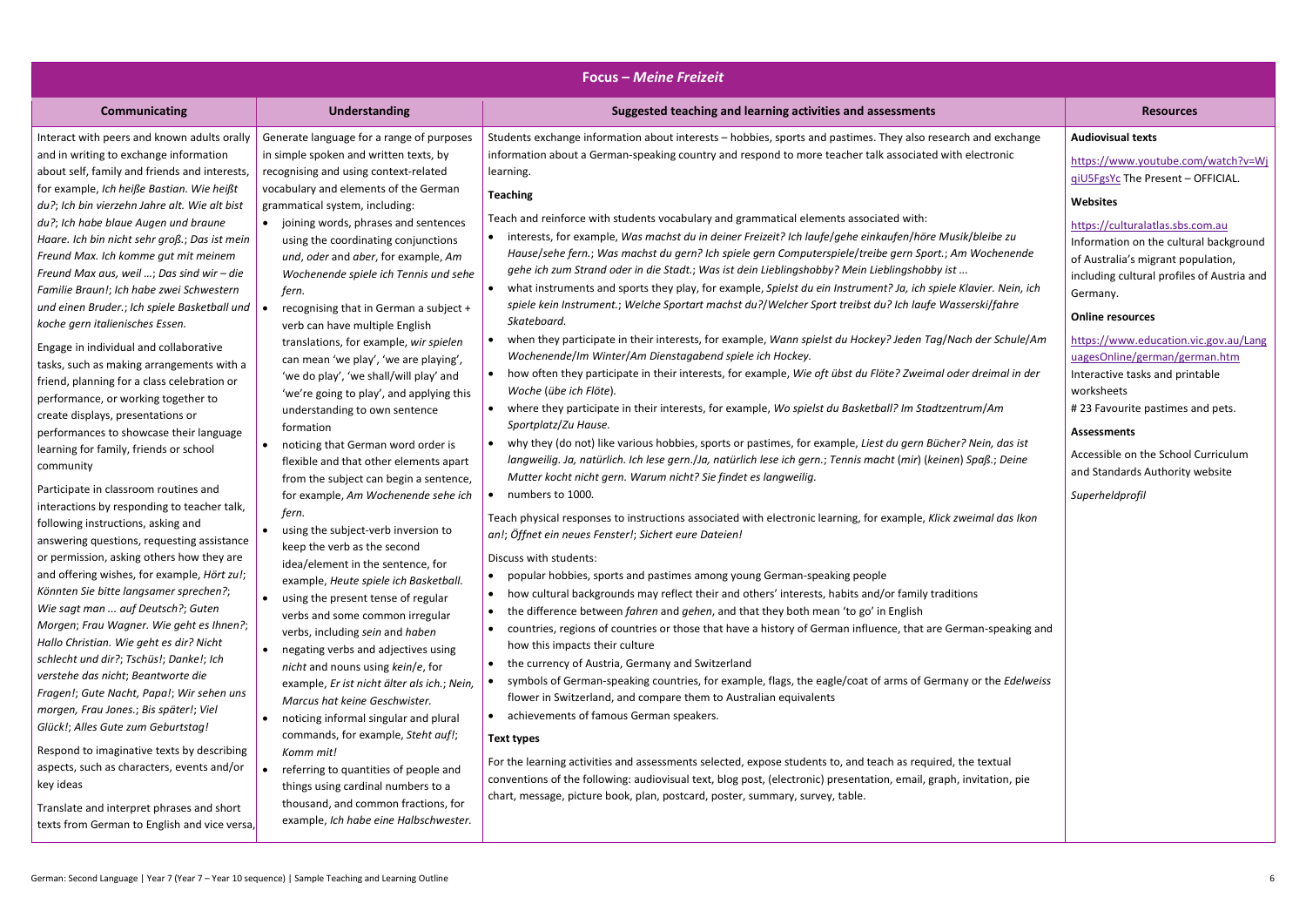| Focus – *Meine Freizeit* | | | |
|---|---|---|---|
| **Communicating** | **Understanding** | **Suggested teaching and learning activities and assessments** | **Resources** |
| Interact with peers and known adults orally and in writing to exchange information about self, family and friends and interests, for example, *Ich heiße Bastian. Wie heißt du?*; *Ich bin vierzehn Jahre alt. Wie alt bist du?*; *Ich habe blaue Augen und braune Haare. Ich bin nicht sehr groß.*; *Das ist mein Freund Max. Ich komme gut mit meinem Freund Max aus, weil …*; *Das sind wir – die Familie Braun!*; *Ich habe zwei Schwestern und einen Bruder.*; *Ich spiele Basketball und koche gern italienisches Essen.*<br><br>Engage in individual and collaborative tasks, such as making arrangements with a friend, planning for a class celebration or performance, or working together to create displays, presentations or performances to showcase their language learning for family, friends or school community<br><br>Participate in classroom routines and interactions by responding to teacher talk, following instructions, asking and answering questions, requesting assistance or permission, asking others how they are and offering wishes, for example, *Hört zu!*; *Könnten Sie bitte langsamer sprechen?*; *Wie sagt man ... auf Deutsch?*; *Guten Morgen*; *Frau Wagner. Wie geht es Ihnen?*; *Hallo Christian. Wie geht es dir? Nicht schlecht und dir?*; *Tschüs!*; *Danke!*; *Ich verstehe das nicht*; *Beantworte die Fragen!*; *Gute Nacht, Papa!*; *Wir sehen uns morgen, Frau Jones.*; *Bis später!*; *Viel Glück!*; *Alles Gute zum Geburtstag!*<br><br>Respond to imaginative texts by describing aspects, such as characters, events and/or key ideas<br><br>Translate and interpret phrases and short texts from German to English and vice versa, | Generate language for a range of purposes in simple spoken and written texts, by recognising and using context-related vocabulary and elements of the German grammatical system, including:<br>• joining words, phrases and sentences using the coordinating conjunctions *und*, *oder* and *aber*, for example, *Am Wochenende spiele ich Tennis und sehe fern.*<br>• recognising that in German a subject + verb can have multiple English translations, for example, *wir spielen* can mean 'we play', 'we are playing', 'we do play', 'we shall/will play' and 'we're going to play', and applying this understanding to own sentence formation<br>• noticing that German word order is flexible and that other elements apart from the subject can begin a sentence, for example, *Am Wochenende sehe ich fern.*<br>• using the subject-verb inversion to keep the verb as the second idea/element in the sentence, for example, *Heute spiele ich Basketball.*<br>• using the present tense of regular verbs and some common irregular verbs, including *sein* and *haben*<br>• negating verbs and adjectives using *nicht* and nouns using *kein/e*, for example, *Er ist nicht älter als ich.*; *Nein, Marcus hat keine Geschwister.*<br>• noticing informal singular and plural commands, for example, *Steht auf!*; *Komm mit!*<br>• referring to quantities of people and things using cardinal numbers to a thousand, and common fractions, for example, *Ich habe eine Halbschwester.* | Students exchange information about interests – hobbies, sports and pastimes. They also research and exchange information about a German-speaking country and respond to more teacher talk associated with electronic learning.<br><br>**Teaching**<br><br>Teach and reinforce with students vocabulary and grammatical elements associated with:<br>• interests, for example, *Was machst du in deiner Freizeit? Ich laufe/gehe einkaufen/höre Musik/bleibe zu Hause/sehe fern.*; *Was machst du gern? Ich spiele gern Computerspiele/treibe gern Sport.*; *Am Wochenende gehe ich zum Strand oder in die Stadt.*; *Was ist dein Lieblingshobby? Mein Lieblingshobby ist ...*<br>• what instruments and sports they play, for example, *Spielst du ein Instrument? Ja, ich spiele Klavier. Nein, ich spiele kein Instrument.*; *Welche Sportart machst du?/Welcher Sport treibst du? Ich laufe Wasserski/fahre Skateboard.*<br>• when they participate in their interests, for example, *Wann spielst du Hockey? Jeden Tag/Nach der Schule/Am Wochenende/Im Winter/Am Dienstagabend spiele ich Hockey.*<br>• how often they participate in their interests, for example, *Wie oft übst du Flöte? Zweimal oder dreimal in der Woche* (*übe ich Flöte*)*.*<br>• where they participate in their interests, for example, *Wo spielst du Basketball? Im Stadtzentrum/Am Sportplatz/Zu Hause.*<br>• why they (do not) like various hobbies, sports or pastimes, for example, *Liest du gern Bücher? Nein, das ist langweilig. Ja, natürlich. Ich lese gern./Ja, natürlich lese ich gern.*; *Tennis macht* (*mir*) (*keinen*) *Spaß.*; *Deine Mutter kocht nicht gern. Warum nicht? Sie findet es langweilig.*<br>• numbers to 1000.<br><br>Teach physical responses to instructions associated with electronic learning, for example, *Klick zweimal das Ikon an!*; *Öffnet ein neues Fenster!*; *Sichert eure Dateien!*<br><br>Discuss with students:<br>• popular hobbies, sports and pastimes among young German-speaking people<br>• how cultural backgrounds may reflect their and others' interests, habits and/or family traditions<br>• the difference between *fahren* and *gehen*, and that they both mean 'to go' in English<br>• countries, regions of countries or those that have a history of German influence, that are German-speaking and how this impacts their culture<br>• the currency of Austria, Germany and Switzerland<br>• symbols of German-speaking countries, for example, flags, the eagle/coat of arms of Germany or the *Edelweiss* flower in Switzerland, and compare them to Australian equivalents<br>• achievements of famous German speakers.<br><br>**Text types**<br><br>For the learning activities and assessments selected, expose students to, and teach as required, the textual conventions of the following: audiovisual text, blog post, (electronic) presentation, email, graph, invitation, pie chart, message, picture book, plan, postcard, poster, summary, survey, table. | **Audiovisual texts**<br><br>https://www.youtube.com/watch?v=WjqiU5FgsYc The Present – OFFICIAL.<br><br>**Websites**<br><br>https://culturalatlas.sbs.com.au<br>Information on the cultural background of Australia's migrant population, including cultural profiles of Austria and Germany.<br><br>**Online resources**<br><br>https://www.education.vic.gov.au/LanguagesOnline/german/german.htm<br>Interactive tasks and printable worksheets<br># 23 Favourite pastimes and pets.<br><br>**Assessments**<br><br>Accessible on the School Curriculum and Standards Authority website<br><br>*Superheldprofil* |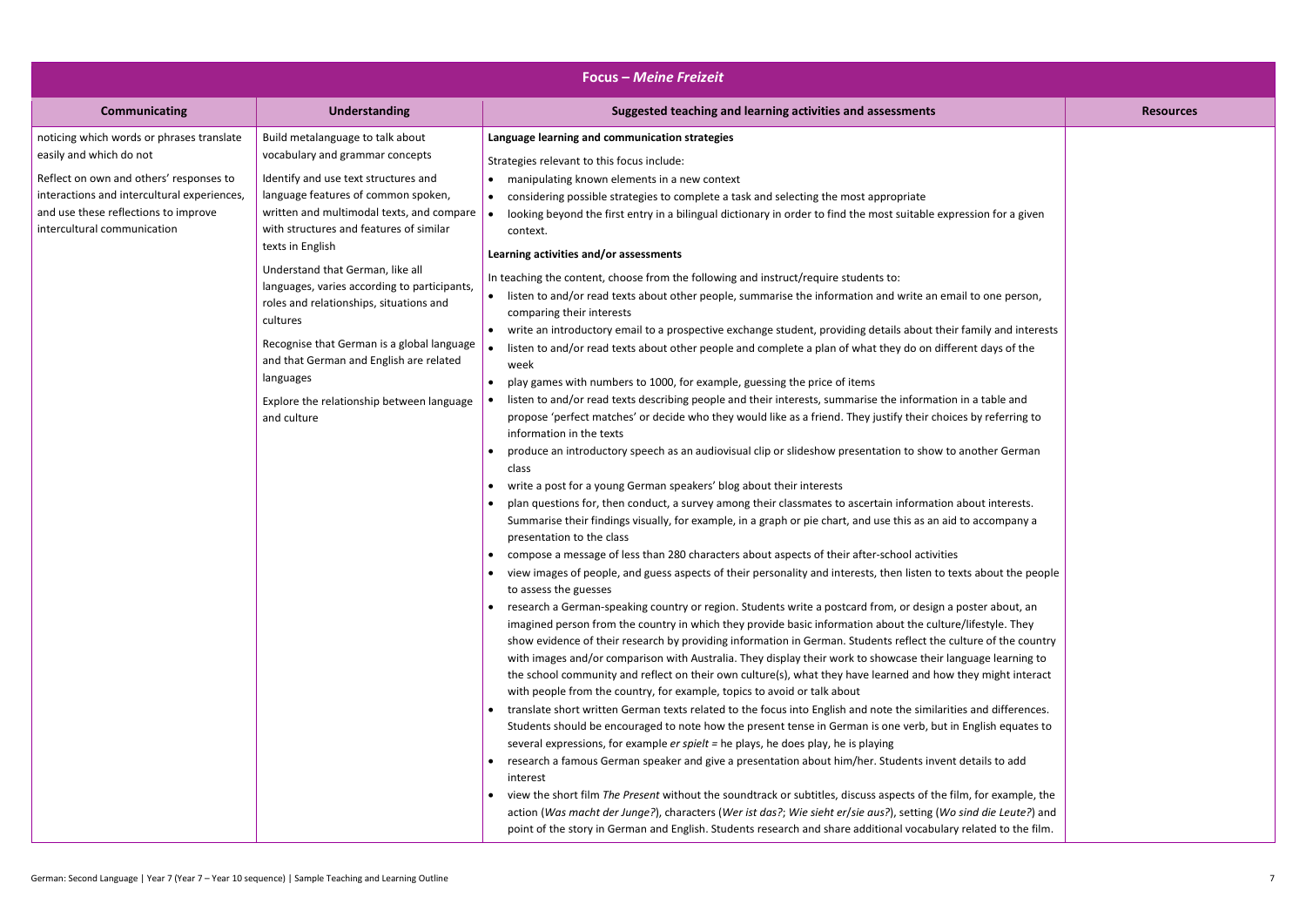| Focus – *Meine Freizeit* | | | |
|---|---|---|---|
| **Communicating** | **Understanding** | **Suggested teaching and learning activities and assessments** | **Resources** |
| noticing which words or phrases translate easily and which do not<br><br>Reflect on own and others' responses to interactions and intercultural experiences, and use these reflections to improve intercultural communication | Build metalanguage to talk about vocabulary and grammar concepts<br><br>Identify and use text structures and language features of common spoken, written and multimodal texts, and compare with structures and features of similar texts in English<br><br>Understand that German, like all languages, varies according to participants, roles and relationships, situations and cultures<br><br>Recognise that German is a global language and that German and English are related languages<br><br>Explore the relationship between language and culture | **Language learning and communication strategies**<br><br>Strategies relevant to this focus include:<br>• manipulating known elements in a new context<br>• considering possible strategies to complete a task and selecting the most appropriate<br>• looking beyond the first entry in a bilingual dictionary in order to find the most suitable expression for a given context.<br><br>**Learning activities and/or assessments**<br><br>In teaching the content, choose from the following and instruct/require students to:<br>• listen to and/or read texts about other people, summarise the information and write an email to one person, comparing their interests<br>• write an introductory email to a prospective exchange student, providing details about their family and interests<br>• listen to and/or read texts about other people and complete a plan of what they do on different days of the week<br>• play games with numbers to 1000, for example, guessing the price of items<br>• listen to and/or read texts describing people and their interests, summarise the information in a table and propose 'perfect matches' or decide who they would like as a friend. They justify their choices by referring to information in the texts<br>• produce an introductory speech as an audiovisual clip or slideshow presentation to show to another German class<br>• write a post for a young German speakers' blog about their interests<br>• plan questions for, then conduct, a survey among their classmates to ascertain information about interests. Summarise their findings visually, for example, in a graph or pie chart, and use this as an aid to accompany a presentation to the class<br>• compose a message of less than 280 characters about aspects of their after-school activities<br>• view images of people, and guess aspects of their personality and interests, then listen to texts about the people to assess the guesses<br>• research a German-speaking country or region. Students write a postcard from, or design a poster about, an imagined person from the country in which they provide basic information about the culture/lifestyle. They show evidence of their research by providing information in German. Students reflect the culture of the country with images and/or comparison with Australia. They display their work to showcase their language learning to the school community and reflect on their own culture(s), what they have learned and how they might interact with people from the country, for example, topics to avoid or talk about<br>• translate short written German texts related to the focus into English and note the similarities and differences. Students should be encouraged to note how the present tense in German is one verb, but in English equates to several expressions, for example *er spielt* = he plays, he does play, he is playing<br>• research a famous German speaker and give a presentation about him/her. Students invent details to add interest<br>• view the short film *The Present* without the soundtrack or subtitles, discuss aspects of the film, for example, the action (*Was macht der Junge?*), characters (*Wer ist das?*; *Wie sieht er/sie aus?*), setting (*Wo sind die Leute?*) and point of the story in German and English. Students research and share additional vocabulary related to the film. | |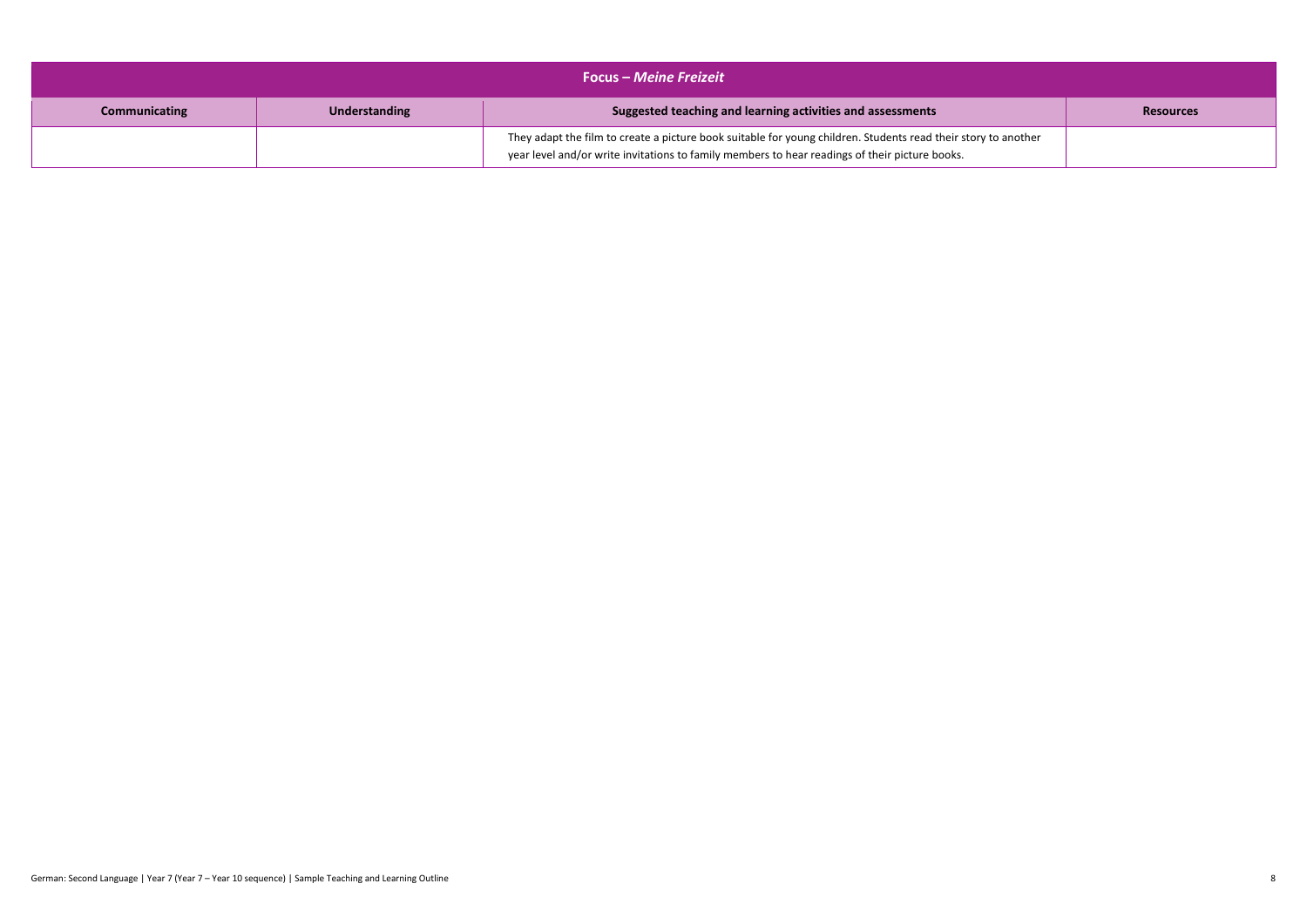| Focus – *Meine Freizeit* | | | |
|---|---|---|---|
| **Communicating** | **Understanding** | **Suggested teaching and learning activities and assessments** | **Resources** |
| | | They adapt the film to create a picture book suitable for young children. Students read their story to another year level and/or write invitations to family members to hear readings of their picture books. | |